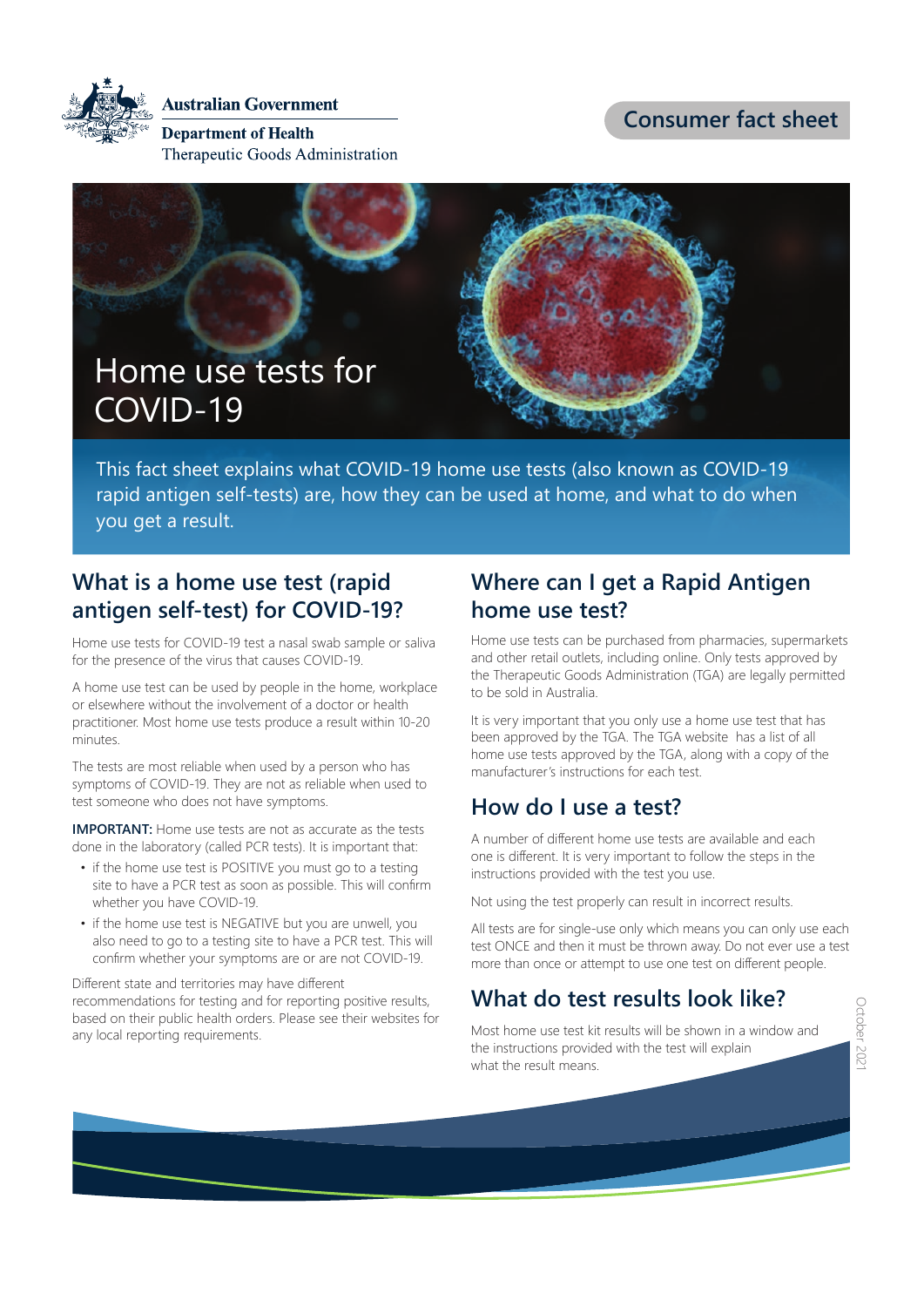Australian Government
Department of Health
Therapeutic Goods Administration

Consumer fact sheet

# Home use tests for COVID-19

This fact sheet explains what COVID-19 home use tests (also known as COVID-19 rapid antigen self-tests) are, how they can be used at home, and what to do when you get a result.

## What is a home use test (rapid antigen self-test) for COVID-19?

Home use tests for COVID-19 test a nasal swab sample or saliva for the presence of the virus that causes COVID-19.

A home use test can be used by people in the home, workplace or elsewhere without the involvement of a doctor or health practitioner. Most home use tests produce a result within 10-20 minutes.

The tests are most reliable when used by a person who has symptoms of COVID-19. They are not as reliable when used to test someone who does not have symptoms.

**IMPORTANT:** Home use tests are not as accurate as the tests done in the laboratory (called PCR tests). It is important that:

- if the home use test is POSITIVE you must go to a testing site to have a PCR test as soon as possible. This will confirm whether you have COVID-19.
- if the home use test is NEGATIVE but you are unwell, you also need to go to a testing site to have a PCR test. This will confirm whether your symptoms are or are not COVID-19.

Different state and territories may have different recommendations for testing and for reporting positive results, based on their public health orders. Please see their websites for any local reporting requirements.

## Where can I get a Rapid Antigen home use test?

Home use tests can be purchased from pharmacies, supermarkets and other retail outlets, including online. Only tests approved by the Therapeutic Goods Administration (TGA) are legally permitted to be sold in Australia.

It is very important that you only use a home use test that has been approved by the TGA. The TGA website has a list of all home use tests approved by the TGA, along with a copy of the manufacturer's instructions for each test.

## How do I use a test?

A number of different home use tests are available and each one is different. It is very important to follow the steps in the instructions provided with the test you use.

Not using the test properly can result in incorrect results.

All tests are for single-use only which means you can only use each test ONCE and then it must be thrown away. Do not ever use a test more than once or attempt to use one test on different people.

## What do test results look like?

Most home use test kit results will be shown in a window and the instructions provided with the test will explain what the result means.

October 2021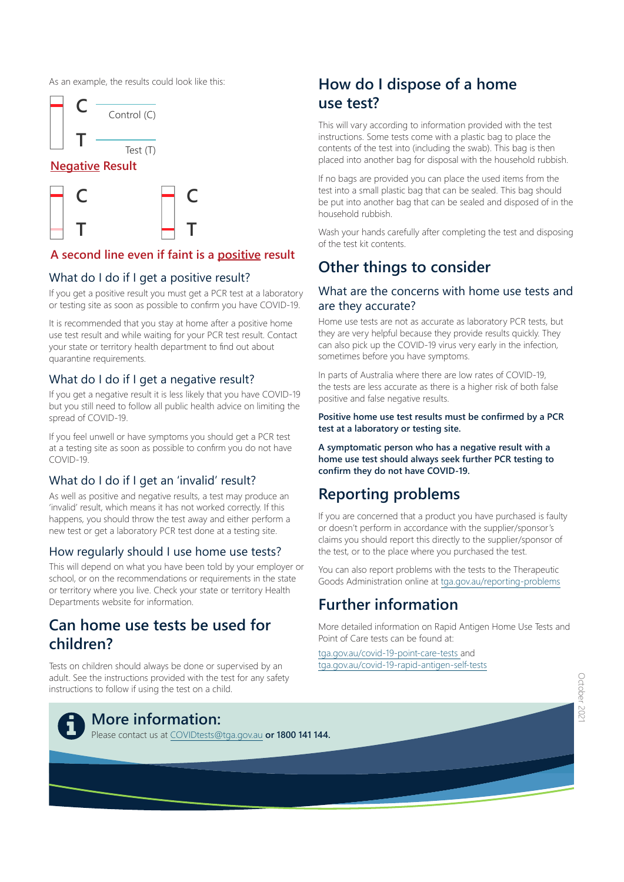As an example, the results could look like this:

C Control (C)

T Test (T)

**Negative Result**

C T C T

**A second line even if faint is a positive result**

### What do I do if I get a positive result?

If you get a positive result you must get a PCR test at a laboratory or testing site as soon as possible to confirm you have COVID-19.

It is recommended that you stay at home after a positive home use test result and while waiting for your PCR test result. Contact your state or territory health department to find out about quarantine requirements.

### What do I do if I get a negative result?

If you get a negative result it is less likely that you have COVID-19 but you still need to follow all public health advice on limiting the spread of COVID-19.

If you feel unwell or have symptoms you should get a PCR test at a testing site as soon as possible to confirm you do not have COVID-19.

### What do I do if I get an 'invalid' result?

As well as positive and negative results, a test may produce an 'invalid' result, which means it has not worked correctly. If this happens, you should throw the test away and either perform a new test or get a laboratory PCR test done at a testing site.

### How regularly should I use home use tests?

This will depend on what you have been told by your employer or school, or on the recommendations or requirements in the state or territory where you live. Check your state or territory Health Departments website for information.

## Can home use tests be used for children?

Tests on children should always be done or supervised by an adult. See the instructions provided with the test for any safety instructions to follow if using the test on a child.

## How do I dispose of a home use test?

This will vary according to information provided with the test instructions. Some tests come with a plastic bag to place the contents of the test into (including the swab). This bag is then placed into another bag for disposal with the household rubbish.

If no bags are provided you can place the used items from the test into a small plastic bag that can be sealed. This bag should be put into another bag that can be sealed and disposed of in the household rubbish.

Wash your hands carefully after completing the test and disposing of the test kit contents.

## Other things to consider

### What are the concerns with home use tests and are they accurate?

Home use tests are not as accurate as laboratory PCR tests, but they are very helpful because they provide results quickly. They can also pick up the COVID-19 virus very early in the infection, sometimes before you have symptoms.

In parts of Australia where there are low rates of COVID-19, the tests are less accurate as there is a higher risk of both false positive and false negative results.

**Positive home use test results must be confirmed by a PCR test at a laboratory or testing site.**

**A symptomatic person who has a negative result with a home use test should always seek further PCR testing to confirm they do not have COVID-19.**

## Reporting problems

If you are concerned that a product you have purchased is faulty or doesn't perform in accordance with the supplier/sponsor's claims you should report this directly to the supplier/sponsor of the test, or to the place where you purchased the test.

You can also report problems with the tests to the Therapeutic Goods Administration online at tga.gov.au/reporting-problems

## Further information

More detailed information on Rapid Antigen Home Use Tests and Point of Care tests can be found at:

tga.gov.au/covid-19-point-care-tests and tga.gov.au/covid-19-rapid-antigen-self-tests

## More information:

Please contact us at COVIDtests@tga.gov.au **or 1800 141 144.**

October 2021